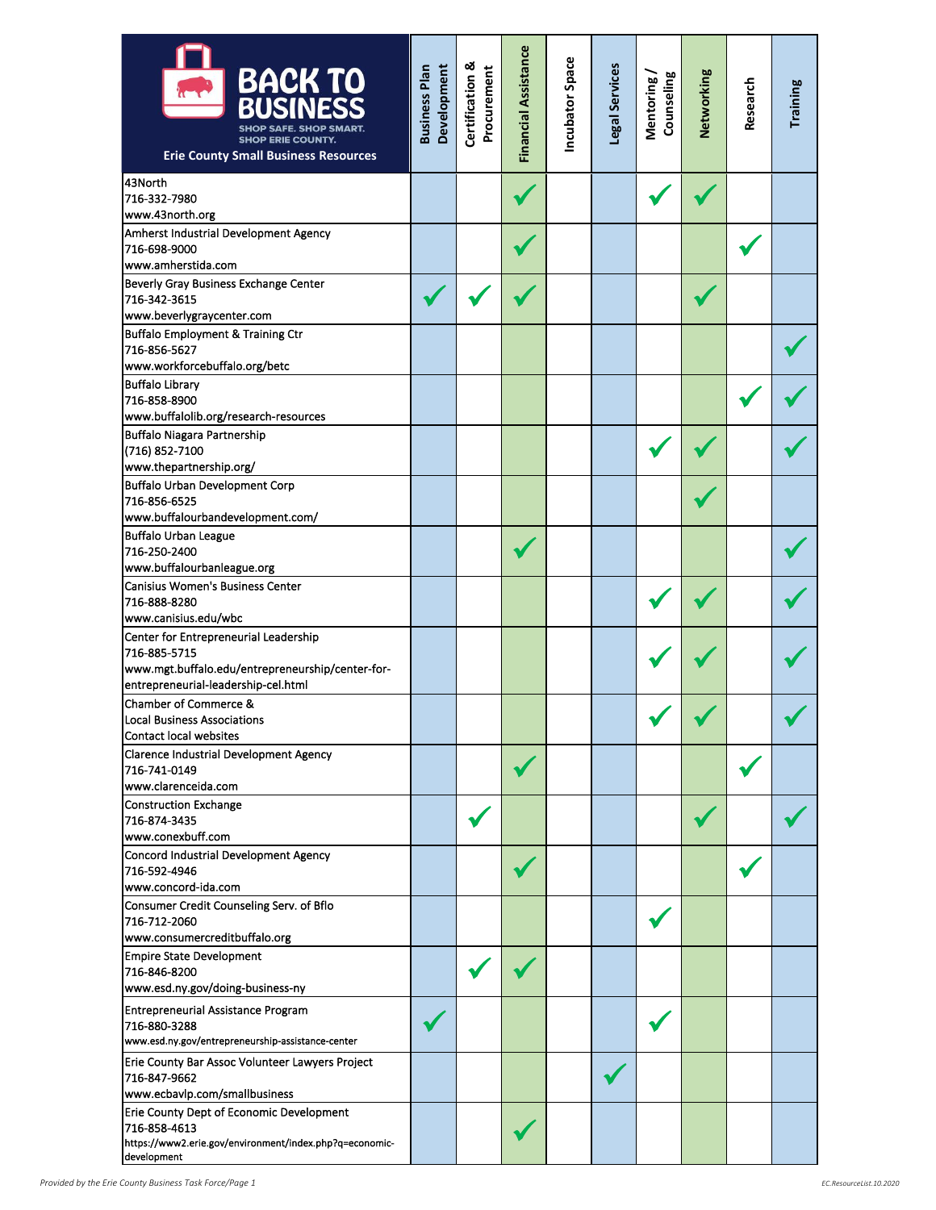| BACK TO BUSINESS<br>SHOP SAFE. SHOP SMART. SHOP ERIE COUNTY.<br>**Erie County Small Business Resources** | Business Plan Development | Certification & Procurement | Financial Assistance | Incubator Space | Legal Services | Mentoring / Counseling | Networking | Research | Training |
|---|---|---|---|---|---|---|---|---|---|
| 43North<br>716-332-7980<br>www.43north.org | | | ✓ | | | ✓ | ✓ | | |
| Amherst Industrial Development Agency<br>716-698-9000<br>www.amherstida.com | | | ✓ | | | | | ✓ | |
| Beverly Gray Business Exchange Center<br>716-342-3615<br>www.beverlygraycenter.com | ✓ | ✓ | ✓ | | | | ✓ | | |
| Buffalo Employment & Training Ctr<br>716-856-5627<br>www.workforcebuffalo.org/betc | | | | | | | | | ✓ |
| Buffalo Library<br>716-858-8900<br>www.buffalolib.org/research-resources | | | | | | | | ✓ | ✓ |
| Buffalo Niagara Partnership<br>(716) 852-7100<br>www.thepartnership.org/ | | | | | | ✓ | ✓ | | ✓ |
| Buffalo Urban Development Corp<br>716-856-6525<br>www.buffalourbandevelopment.com/ | | | | | | | ✓ | | |
| Buffalo Urban League<br>716-250-2400<br>www.buffalourbanleague.org | | | ✓ | | | | | | ✓ |
| Canisius Women's Business Center<br>716-888-8280<br>www.canisius.edu/wbc | | | | | | ✓ | ✓ | | ✓ |
| Center for Entrepreneurial Leadership<br>716-885-5715<br>www.mgt.buffalo.edu/entrepreneurship/center-for-entrepreneurial-leadership-cel.html | | | | | | ✓ | ✓ | | ✓ |
| Chamber of Commerce &<br>Local Business Associations<br>Contact local websites | | | | | | ✓ | ✓ | | ✓ |
| Clarence Industrial Development Agency<br>716-741-0149<br>www.clarenceida.com | | | ✓ | | | | | ✓ | |
| Construction Exchange<br>716-874-3435<br>www.conexbuff.com | | ✓ | | | | | ✓ | | ✓ |
| Concord Industrial Development Agency<br>716-592-4946<br>www.concord-ida.com | | | ✓ | | | | | ✓ | |
| Consumer Credit Counseling Serv. of Bflo<br>716-712-2060<br>www.consumercreditbuffalo.org | | | | | | ✓ | | | |
| Empire State Development<br>716-846-8200<br>www.esd.ny.gov/doing-business-ny | | ✓ | ✓ | | | | | | |
| Entrepreneurial Assistance Program<br>716-880-3288<br>www.esd.ny.gov/entrepreneurship-assistance-center | ✓ | | | | | ✓ | | | |
| Erie County Bar Assoc Volunteer Lawyers Project<br>716-847-9662<br>www.ecbavlp.com/smallbusiness | | | | | ✓ | | | | |
| Erie County Dept of Economic Development<br>716-858-4613<br>https://www2.erie.gov/environment/index.php?q=economic-development | | | ✓ | | | | | | |

*Provided by the Erie County Business Task Force/Page 1*

EC.ResourceList.10.2020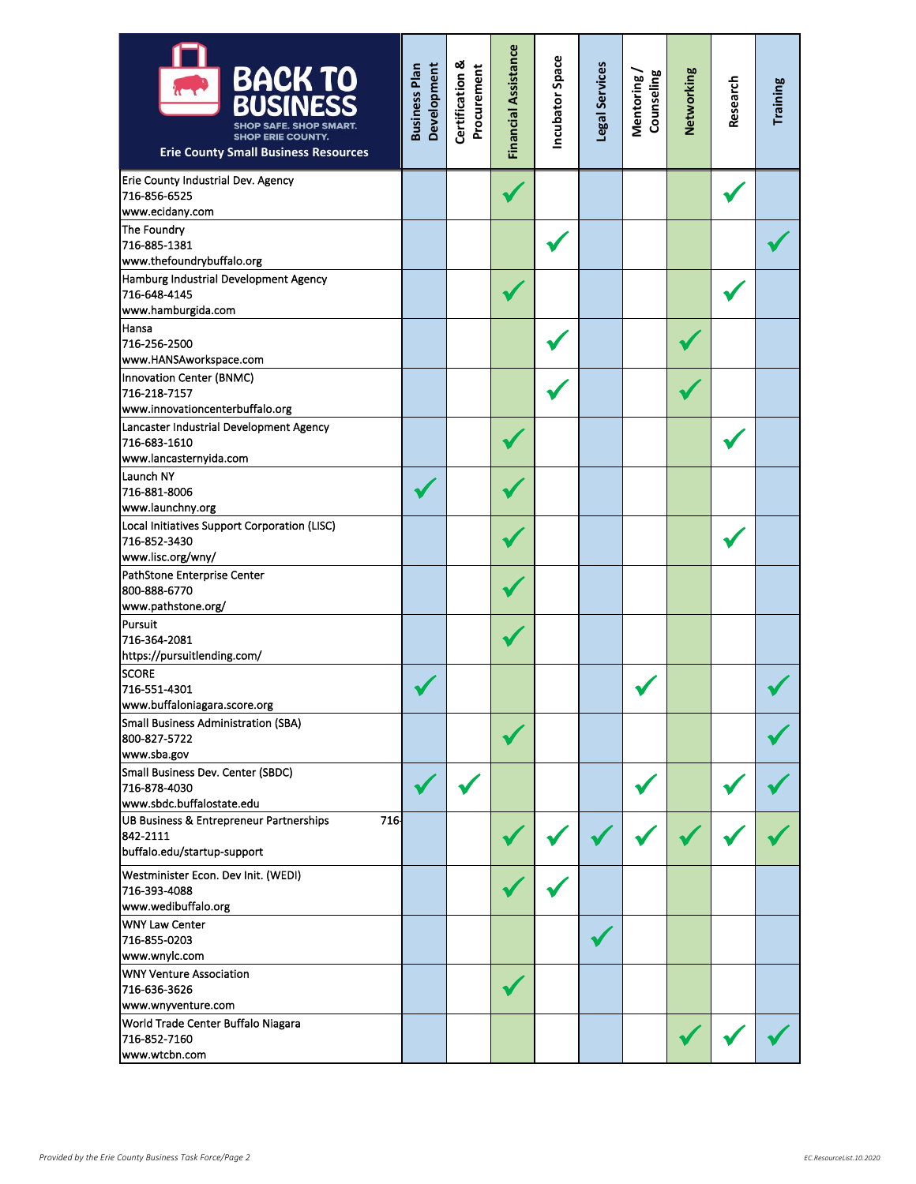| BACK TO BUSINESS SHOP SAFE. SHOP SMART. SHOP ERIE COUNTY. Erie County Small Business Resources | Business Plan Development | Certification & Procurement | Financial Assistance | Incubator Space | Legal Services | Mentoring / Counseling | Networking | Research | Training |
|---|---|---|---|---|---|---|---|---|---|
| Erie County Industrial Dev. Agency 716-856-6525 www.ecidany.com | | | ✓ | | | | | ✓ | |
| The Foundry 716-885-1381 www.thefoundrybuffalo.org | | | | ✓ | | | | | ✓ |
| Hamburg Industrial Development Agency 716-648-4145 www.hamburgida.com | | | ✓ | | | | | ✓ | |
| Hansa 716-256-2500 www.HANSAworkspace.com | | | | ✓ | | | ✓ | | |
| Innovation Center (BNMC) 716-218-7157 www.innovationcenterbuffalo.org | | | | ✓ | | | ✓ | | |
| Lancaster Industrial Development Agency 716-683-1610 www.lancasternyida.com | | | ✓ | | | | | ✓ | |
| Launch NY 716-881-8006 www.launchny.org | ✓ | | ✓ | | | | | | |
| Local Initiatives Support Corporation (LISC) 716-852-3430 www.lisc.org/wny/ | | | ✓ | | | | | ✓ | |
| PathStone Enterprise Center 800-888-6770 www.pathstone.org/ | | | ✓ | | | | | | |
| Pursuit 716-364-2081 https://pursuitlending.com/ | | | ✓ | | | | | | |
| SCORE 716-551-4301 www.buffaloniagara.score.org | ✓ | | | | | ✓ | | | ✓ |
| Small Business Administration (SBA) 800-827-5722 www.sba.gov | | | ✓ | | | | | | ✓ |
| Small Business Dev. Center (SBDC) 716-878-4030 www.sbdc.buffalostate.edu | ✓ | ✓ | | | | ✓ | | ✓ | ✓ |
| UB Business & Entrepreneur Partnerships 716-842-2111 buffalo.edu/startup-support | | | ✓ | ✓ | ✓ | ✓ | ✓ | ✓ | ✓ |
| Westminister Econ. Dev Init. (WEDI) 716-393-4088 www.wedibuffalo.org | | | ✓ | ✓ | | | | | |
| WNY Law Center 716-855-0203 www.wnylc.com | | | | | ✓ | | | | |
| WNY Venture Association 716-636-3626 www.wnyventure.com | | | ✓ | | | | | | |
| World Trade Center Buffalo Niagara 716-852-7160 www.wtcbn.com | | | | | | | ✓ | ✓ | ✓ |

*Provided by the Erie County Business Task Force/Page 2*

EC.ResourceList.10.2020